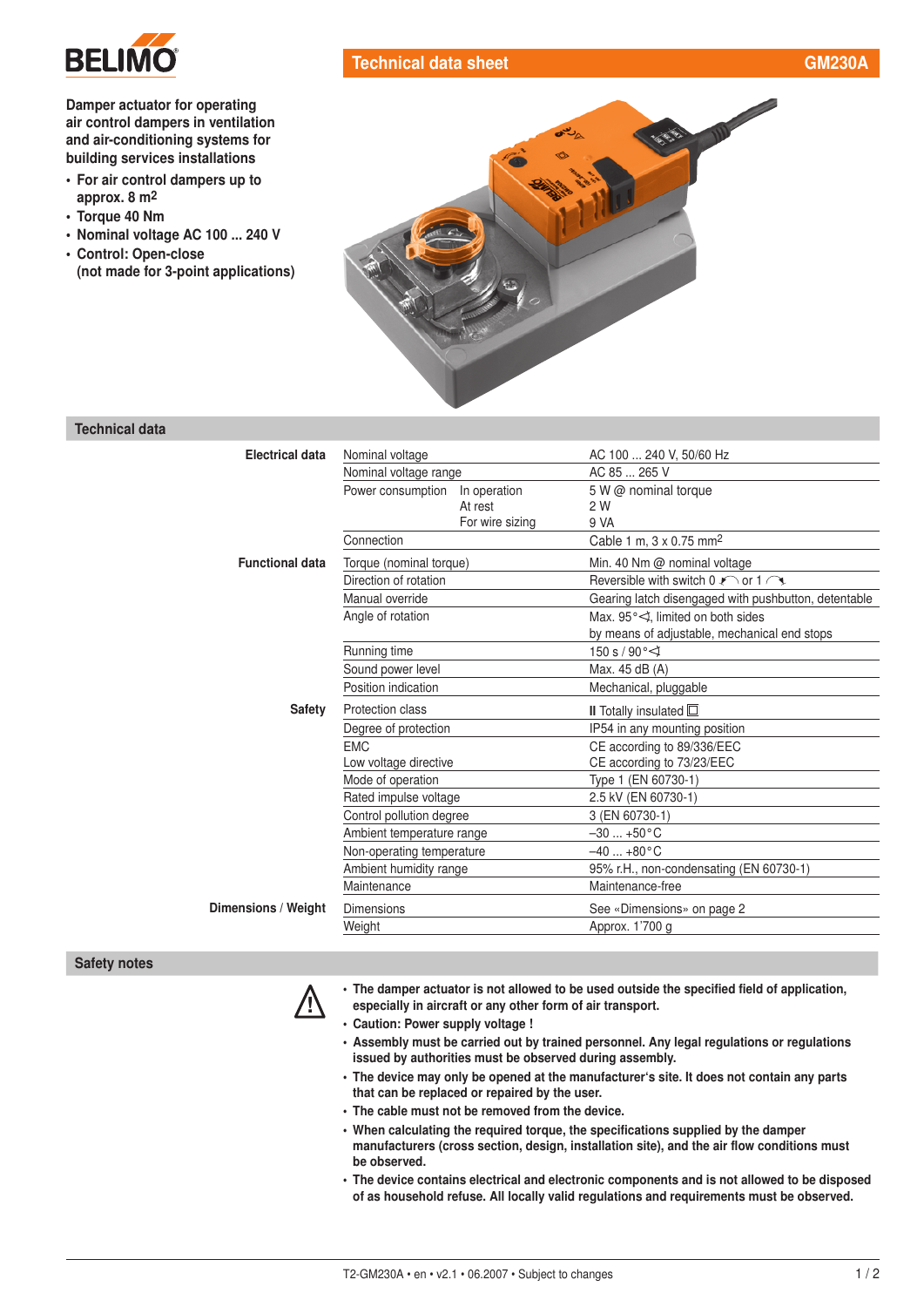# Technical data sheet GM230A

**Damper actuator for operating air control dampers in ventilation and air-conditioning systems for building services installations**

- **For air control dampers up to approx. 8 m²**
- **Torque 40 Nm**
- **Nominal voltage AC 100 ... 240 V**
- **Control: Open-close (not made for 3-point applications)**

## Technical data

| | | | |
|---|---|---|---|
| **Electrical data** | Nominal voltage | | AC 100 ... 240 V, 50/60 Hz |
| | Nominal voltage range | | AC 85 ... 265 V |
| | Power consumption | In operation | 5 W @ nominal torque |
| | | At rest | 2 W |
| | | For wire sizing | 9 VA |
| | Connection | | Cable 1 m, 3 x 0.75 mm² |
| **Functional data** | Torque (nominal torque) | | Min. 40 Nm @ nominal voltage |
| | Direction of rotation | | Reversible with switch 0 ↺ or 1 ↻ |
| | Manual override | | Gearing latch disengaged with pushbutton, detentable |
| | Angle of rotation | | Max. 95°∢, limited on both sides by means of adjustable, mechanical end stops |
| | Running time | | 150 s / 90°∢ |
| | Sound power level | | Max. 45 dB (A) |
| | Position indication | | Mechanical, pluggable |
| **Safety** | Protection class | | **II** Totally insulated ⧈ |
| | Degree of protection | | IP54 in any mounting position |
| | EMC | | CE according to 89/336/EEC |
| | Low voltage directive | | CE according to 73/23/EEC |
| | Mode of operation | | Type 1 (EN 60730-1) |
| | Rated impulse voltage | | 2.5 kV (EN 60730-1) |
| | Control pollution degree | | 3 (EN 60730-1) |
| | Ambient temperature range | | –30 ... +50°C |
| | Non-operating temperature | | –40 ... +80°C |
| | Ambient humidity range | | 95% r.H., non-condensating (EN 60730-1) |
| | Maintenance | | Maintenance-free |
| **Dimensions / Weight** | Dimensions | | See «Dimensions» on page 2 |
| | Weight | | Approx. 1'700 g |

## Safety notes

- **The damper actuator is not allowed to be used outside the specified field of application, especially in aircraft or any other form of air transport.**
- **Caution: Power supply voltage !**
- **Assembly must be carried out by trained personnel. Any legal regulations or regulations issued by authorities must be observed during assembly.**
- **The device may only be opened at the manufacturer's site. It does not contain any parts that can be replaced or repaired by the user.**
- **The cable must not be removed from the device.**
- **When calculating the required torque, the specifications supplied by the damper manufacturers (cross section, design, installation site), and the air flow conditions must be observed.**
- **The device contains electrical and electronic components and is not allowed to be disposed of as household refuse. All locally valid regulations and requirements must be observed.**

T2-GM230A • en • v2.1 • 06.2007 • Subject to changes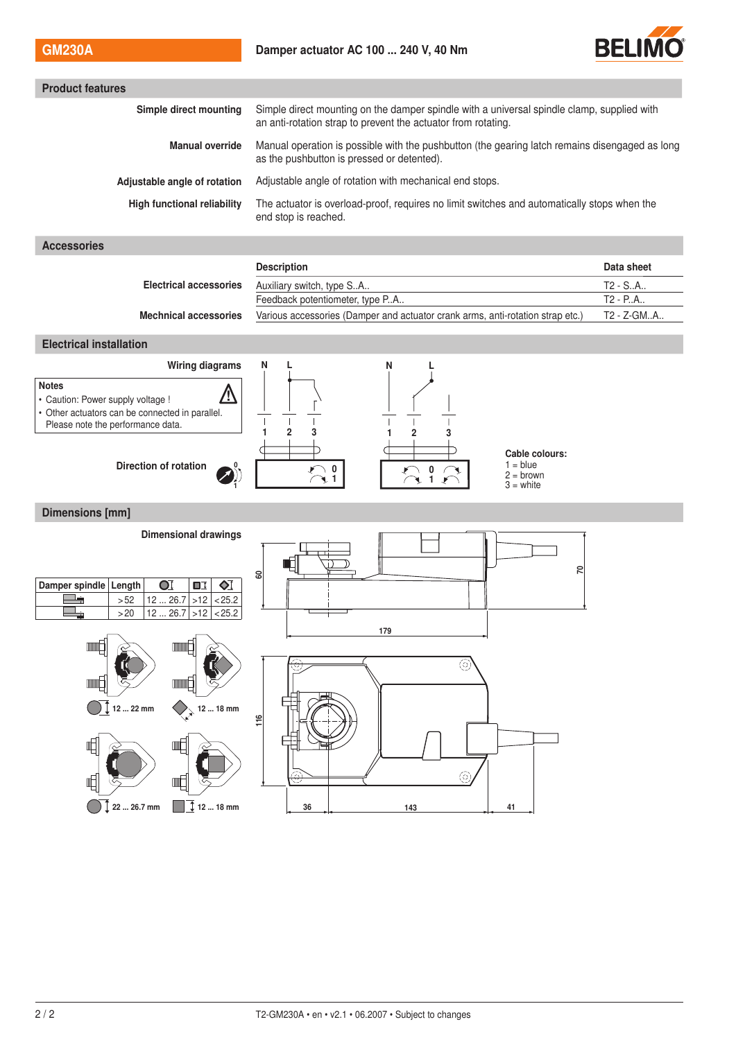**GM230A** | Damper actuator AC 100 ... 240 V, 40 Nm

## Product features

**Simple direct mounting** — Simple direct mounting on the damper spindle with a universal spindle clamp, supplied with an anti-rotation strap to prevent the actuator from rotating.

**Manual override** — Manual operation is possible with the pushbutton (the gearing latch remains disengaged as long as the pushbutton is pressed or detented).

**Adjustable angle of rotation** — Adjustable angle of rotation with mechanical end stops.

**High functional reliability** — The actuator is overload-proof, requires no limit switches and automatically stops when the end stop is reached.

## Accessories

| | Description | Data sheet |
|---|---|---|
| **Electrical accessories** | Auxiliary switch, type S..A.. | T2 - S..A.. |
| | Feedback potentiometer, type P..A.. | T2 - P..A.. |
| **Mechnical accessories** | Various accessories (Damper and actuator crank arms, anti-rotation strap etc.) | T2 - Z-GM..A.. |

## Electrical installation

**Wiring diagrams**

**Notes**
- Caution: Power supply voltage !
- Other actuators can be connected in parallel. Please note the performance data.

**Direction of rotation**

N L 1 2 3

**Cable colours:**
1 = blue
2 = brown
3 = white

## Dimensions [mm]

**Dimensional drawings**

| Damper spindle | Length | ○ | □ | ◇ |
|---|---|---|---|---|
| | >52 | 12 ... 26.7 | >12 | <25.2 |
| | >20 | 12 ... 26.7 | >12 | <25.2 |

12 ... 22 mm | 12 ... 18 mm | 22 ... 26.7 mm | 12 ... 18 mm

60 | 70 | 179 | 116 | 36 | 143 | 41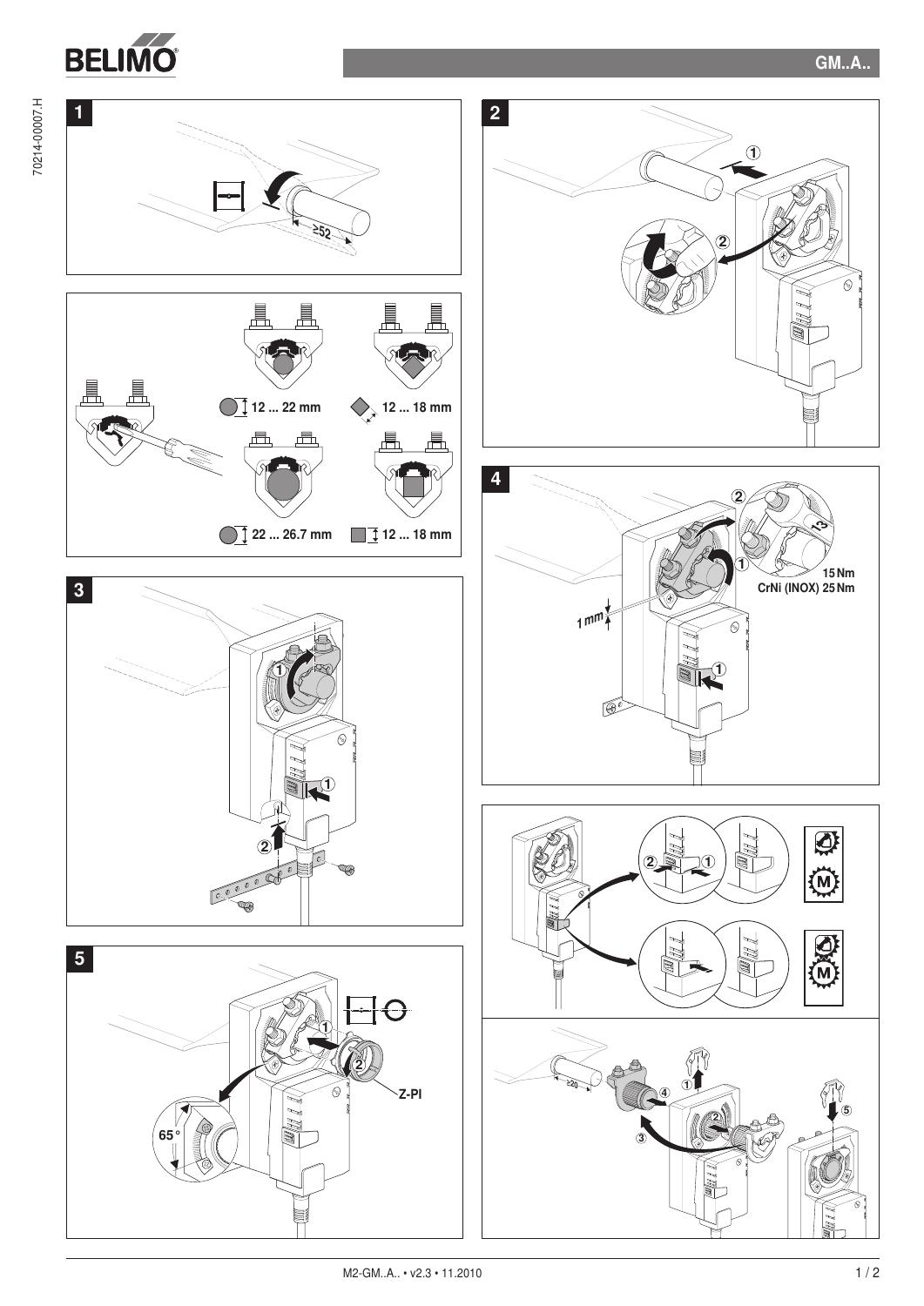1

≥52

12 ... 22 mm

12 ... 18 mm

22 ... 26.7 mm

12 ... 18 mm

2

3

4

1 mm

15 Nm
CrNi (INOX) 25 Nm

5

65°

Z-PI

≥20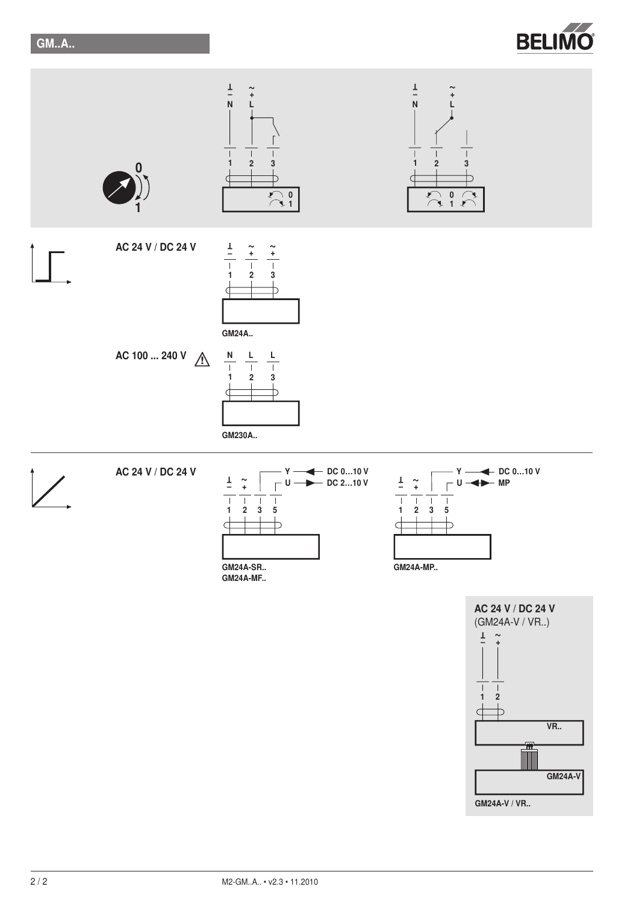AC 24 V / DC 24 V

GM24A..

AC 100 ... 240 V

GM230A..

AC 24 V / DC 24 V

Y — DC 0...10 V
U — DC 2...10 V

GM24A-SR..
GM24A-MF..

Y — DC 0...10 V
U — MP

GM24A-MP..

AC 24 V / DC 24 V
(GM24A-V / VR..)

VR..

GM24A-V

GM24A-V / VR..